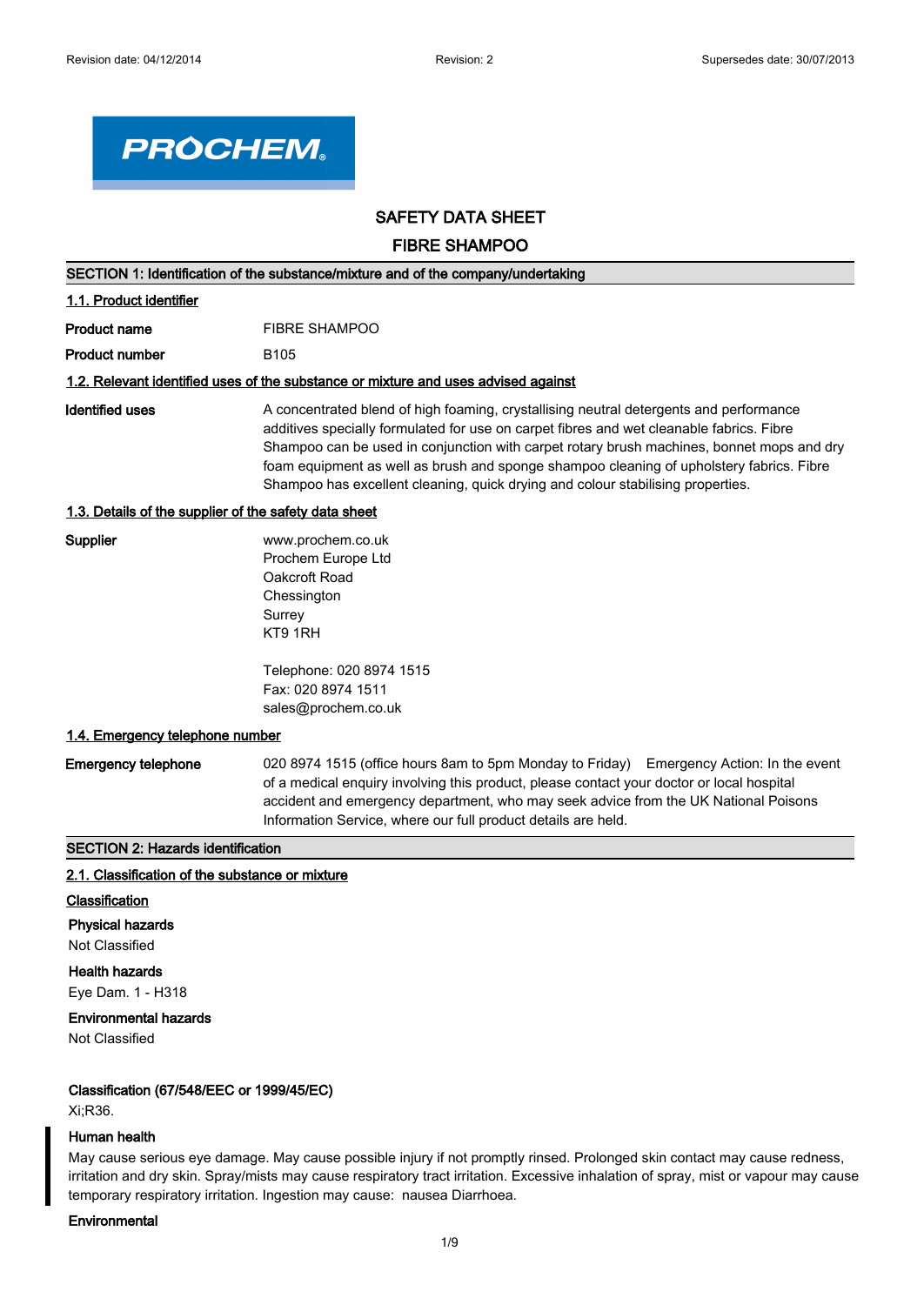Revision date: 04/12/2014 Revision: 2 Supersedes date: 30/07/2013

# SAFETY DATA SHEET
# FIBRE SHAMPOO

## SECTION 1: Identification of the substance/mixture and of the company/undertaking

### 1.1. Product identifier

**Product name** FIBRE SHAMPOO

**Product number** B105

### 1.2. Relevant identified uses of the substance or mixture and uses advised against

**Identified uses** A concentrated blend of high foaming, crystallising neutral detergents and performance additives specially formulated for use on carpet fibres and wet cleanable fabrics. Fibre Shampoo can be used in conjunction with carpet rotary brush machines, bonnet mops and dry foam equipment as well as brush and sponge shampoo cleaning of upholstery fabrics. Fibre Shampoo has excellent cleaning, quick drying and colour stabilising properties.

### 1.3. Details of the supplier of the safety data sheet

**Supplier**
www.prochem.co.uk
Prochem Europe Ltd
Oakcroft Road
Chessington
Surrey
KT9 1RH

Telephone: 020 8974 1515
Fax: 020 8974 1511
sales@prochem.co.uk

### 1.4. Emergency telephone number

**Emergency telephone** 020 8974 1515 (office hours 8am to 5pm Monday to Friday) Emergency Action: In the event of a medical enquiry involving this product, please contact your doctor or local hospital accident and emergency department, who may seek advice from the UK National Poisons Information Service, where our full product details are held.

## SECTION 2: Hazards identification

### 2.1. Classification of the substance or mixture

**Classification**

**Physical hazards**
Not Classified

**Health hazards**
Eye Dam. 1 - H318

**Environmental hazards**
Not Classified

**Classification (67/548/EEC or 1999/45/EC)**
Xi;R36.

**Human health**
May cause serious eye damage. May cause possible injury if not promptly rinsed. Prolonged skin contact may cause redness, irritation and dry skin. Spray/mists may cause respiratory tract irritation. Excessive inhalation of spray, mist or vapour may cause temporary respiratory irritation. Ingestion may cause: nausea Diarrhoea.

**Environmental**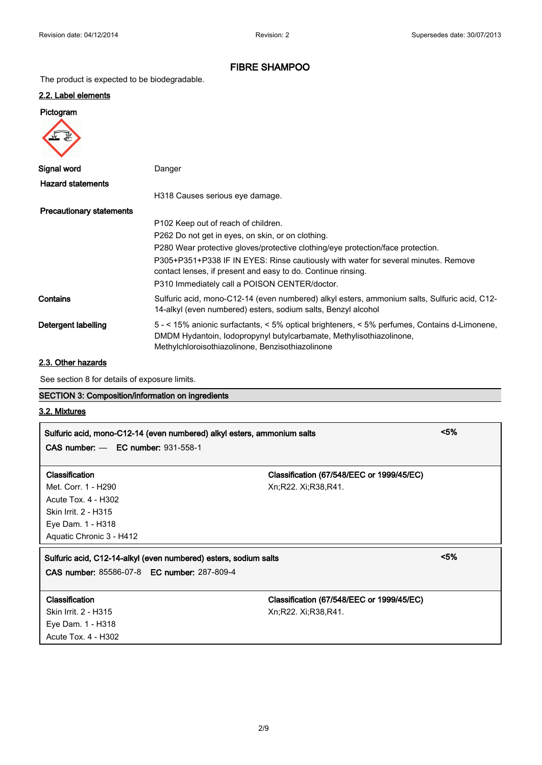The product is expected to be biodegradable.

### 2.2. Label elements

**Pictogram**

| | |
|---|---|
| **Signal word** | Danger |
| **Hazard statements** | H318 Causes serious eye damage. |
| **Precautionary statements** | P102 Keep out of reach of children.<br>P262 Do not get in eyes, on skin, or on clothing.<br>P280 Wear protective gloves/protective clothing/eye protection/face protection.<br>P305+P351+P338 IF IN EYES: Rinse cautiously with water for several minutes. Remove contact lenses, if present and easy to do. Continue rinsing.<br>P310 Immediately call a POISON CENTER/doctor. |
| **Contains** | Sulfuric acid, mono-C12-14 (even numbered) alkyl esters, ammonium salts, Sulfuric acid, C12-14-alkyl (even numbered) esters, sodium salts, Benzyl alcohol |
| **Detergent labelling** | 5 - < 15% anionic surfactants, < 5% optical brighteners, < 5% perfumes, Contains d-Limonene, DMDM Hydantoin, Iodopropynyl butylcarbamate, Methylisothiazolinone, Methylchloroisothiazolinone, Benzisothiazolinone |

### 2.3. Other hazards

See section 8 for details of exposure limits.

## SECTION 3: Composition/information on ingredients

### 3.2. Mixtures

**Sulfuric acid, mono-C12-14 (even numbered) alkyl esters, ammonium salts** — <5%

**CAS number:** — **EC number:** 931-558-1

| **Classification** | **Classification (67/548/EEC or 1999/45/EC)** |
|---|---|
| Met. Corr. 1 - H290<br>Acute Tox. 4 - H302<br>Skin Irrit. 2 - H315<br>Eye Dam. 1 - H318<br>Aquatic Chronic 3 - H412 | Xn;R22. Xi;R38,R41. |

**Sulfuric acid, C12-14-alkyl (even numbered) esters, sodium salts** — <5%

**CAS number:** 85586-07-8 **EC number:** 287-809-4

| **Classification** | **Classification (67/548/EEC or 1999/45/EC)** |
|---|---|
| Skin Irrit. 2 - H315<br>Eye Dam. 1 - H318<br>Acute Tox. 4 - H302 | Xn;R22. Xi;R38,R41. |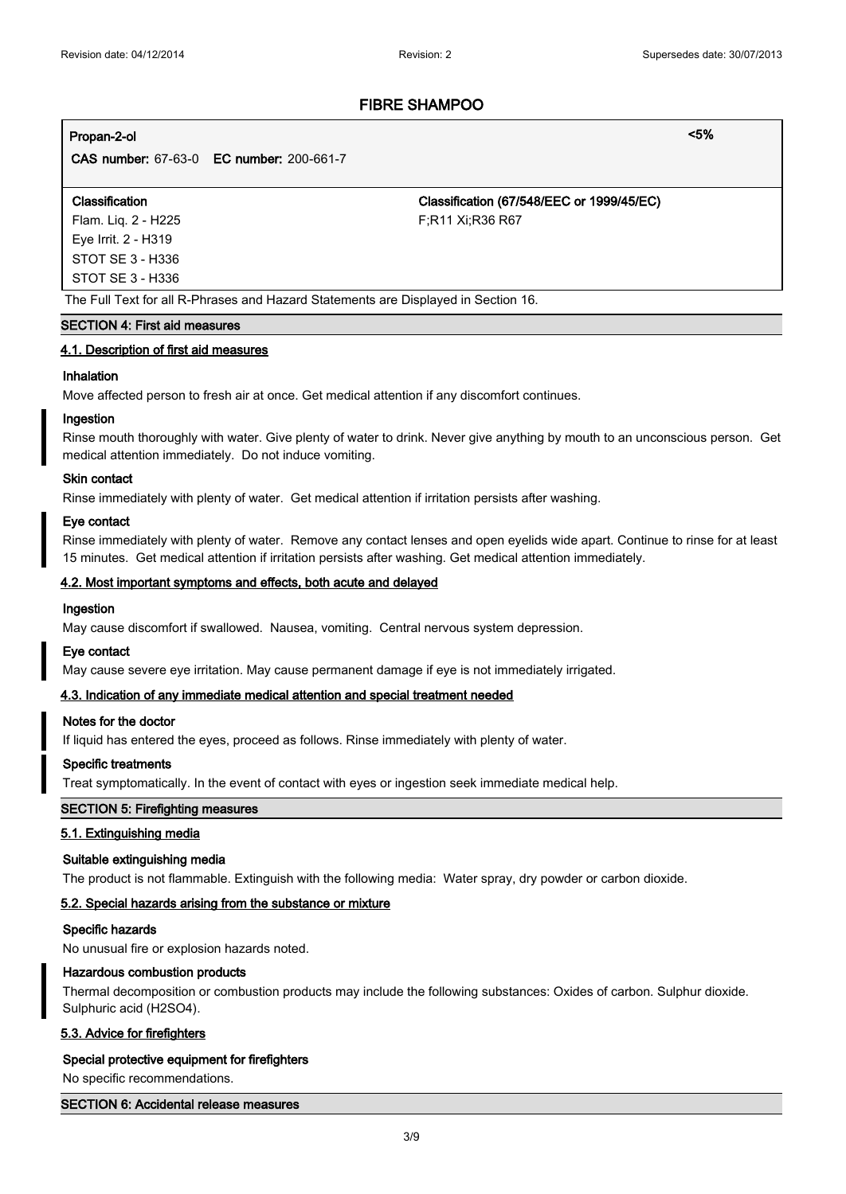| Propan-2-ol | | <5% |
| --- | --- | --- |
| **CAS number:** 67-63-0 **EC number:** 200-661-7 | | |
| **Classification**<br>Flam. Liq. 2 - H225<br>Eye Irrit. 2 - H319<br>STOT SE 3 - H336<br>STOT SE 3 - H336 | **Classification (67/548/EEC or 1999/45/EC)**<br>F;R11 Xi;R36 R67 | |

The Full Text for all R-Phrases and Hazard Statements are Displayed in Section 16.

## SECTION 4: First aid measures

### 4.1. Description of first aid measures

**Inhalation**

Move affected person to fresh air at once. Get medical attention if any discomfort continues.

**Ingestion**

Rinse mouth thoroughly with water. Give plenty of water to drink. Never give anything by mouth to an unconscious person. Get medical attention immediately. Do not induce vomiting.

**Skin contact**

Rinse immediately with plenty of water. Get medical attention if irritation persists after washing.

**Eye contact**

Rinse immediately with plenty of water. Remove any contact lenses and open eyelids wide apart. Continue to rinse for at least 15 minutes. Get medical attention if irritation persists after washing. Get medical attention immediately.

### 4.2. Most important symptoms and effects, both acute and delayed

**Ingestion**

May cause discomfort if swallowed. Nausea, vomiting. Central nervous system depression.

**Eye contact**

May cause severe eye irritation. May cause permanent damage if eye is not immediately irrigated.

### 4.3. Indication of any immediate medical attention and special treatment needed

**Notes for the doctor**

If liquid has entered the eyes, proceed as follows. Rinse immediately with plenty of water.

**Specific treatments**

Treat symptomatically. In the event of contact with eyes or ingestion seek immediate medical help.

## SECTION 5: Firefighting measures

### 5.1. Extinguishing media

**Suitable extinguishing media**

The product is not flammable. Extinguish with the following media: Water spray, dry powder or carbon dioxide.

### 5.2. Special hazards arising from the substance or mixture

**Specific hazards**

No unusual fire or explosion hazards noted.

**Hazardous combustion products**

Thermal decomposition or combustion products may include the following substances: Oxides of carbon. Sulphur dioxide. Sulphuric acid ($H_2SO_4$).

### 5.3. Advice for firefighters

**Special protective equipment for firefighters**

No specific recommendations.

## SECTION 6: Accidental release measures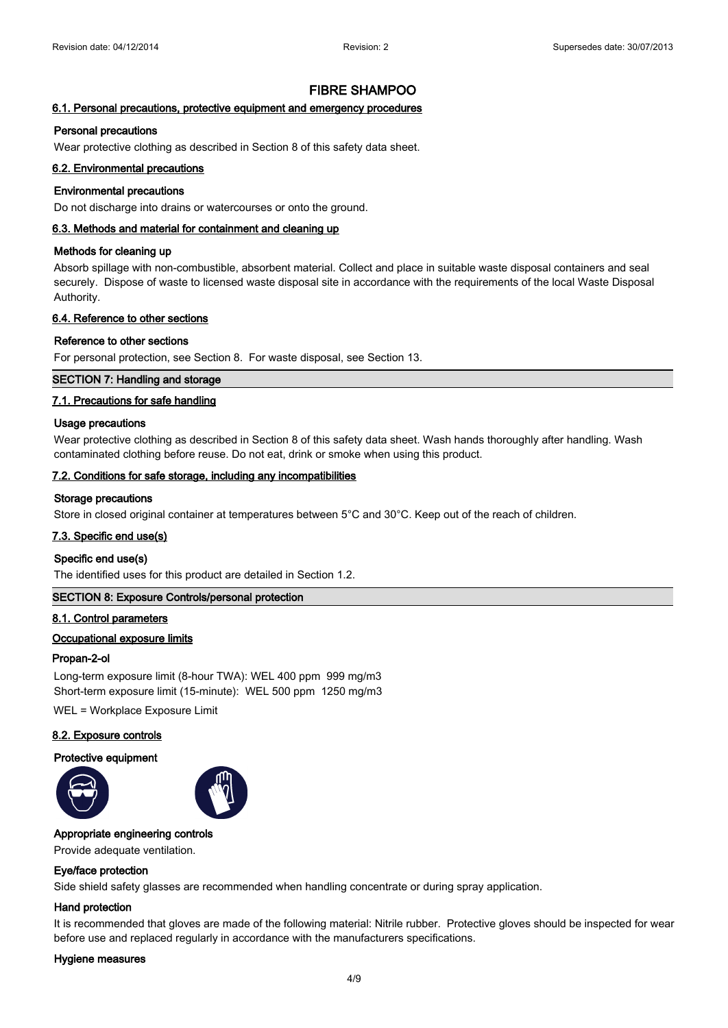# FIBRE SHAMPOO

### 6.1. Personal precautions, protective equipment and emergency procedures

**Personal precautions**

Wear protective clothing as described in Section 8 of this safety data sheet.

### 6.2. Environmental precautions

**Environmental precautions**

Do not discharge into drains or watercourses or onto the ground.

### 6.3. Methods and material for containment and cleaning up

**Methods for cleaning up**

Absorb spillage with non-combustible, absorbent material. Collect and place in suitable waste disposal containers and seal securely. Dispose of waste to licensed waste disposal site in accordance with the requirements of the local Waste Disposal Authority.

### 6.4. Reference to other sections

**Reference to other sections**

For personal protection, see Section 8. For waste disposal, see Section 13.

## SECTION 7: Handling and storage

### 7.1. Precautions for safe handling

**Usage precautions**

Wear protective clothing as described in Section 8 of this safety data sheet. Wash hands thoroughly after handling. Wash contaminated clothing before reuse. Do not eat, drink or smoke when using this product.

### 7.2. Conditions for safe storage, including any incompatibilities

**Storage precautions**

Store in closed original container at temperatures between 5°C and 30°C. Keep out of the reach of children.

### 7.3. Specific end use(s)

**Specific end use(s)**

The identified uses for this product are detailed in Section 1.2.

## SECTION 8: Exposure Controls/personal protection

### 8.1. Control parameters

**Occupational exposure limits**

**Propan-2-ol**

Long-term exposure limit (8-hour TWA): WEL 400 ppm 999 mg/m3
Short-term exposure limit (15-minute): WEL 500 ppm 1250 mg/m3

WEL = Workplace Exposure Limit

### 8.2. Exposure controls

**Protective equipment**

**Appropriate engineering controls**

Provide adequate ventilation.

**Eye/face protection**

Side shield safety glasses are recommended when handling concentrate or during spray application.

**Hand protection**

It is recommended that gloves are made of the following material: Nitrile rubber. Protective gloves should be inspected for wear before use and replaced regularly in accordance with the manufacturers specifications.

**Hygiene measures**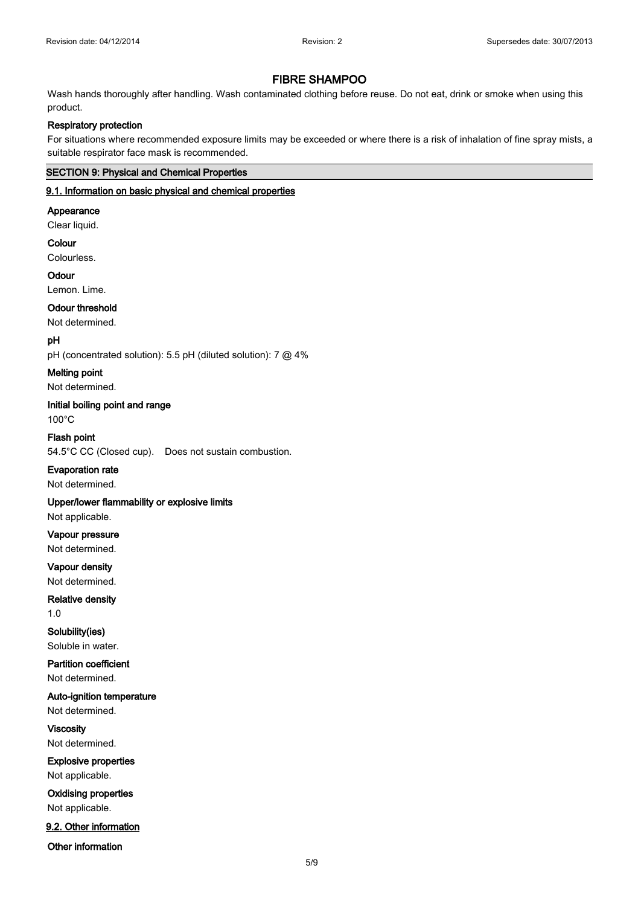# FIBRE SHAMPOO

Wash hands thoroughly after handling. Wash contaminated clothing before reuse. Do not eat, drink or smoke when using this product.

**Respiratory protection**

For situations where recommended exposure limits may be exceeded or where there is a risk of inhalation of fine spray mists, a suitable respirator face mask is recommended.

## SECTION 9: Physical and Chemical Properties

### 9.1. Information on basic physical and chemical properties

**Appearance**

Clear liquid.

**Colour**

Colourless.

**Odour**

Lemon. Lime.

**Odour threshold**

Not determined.

**pH**

pH (concentrated solution): 5.5 pH (diluted solution): 7 @ 4%

**Melting point**

Not determined.

**Initial boiling point and range**

100°C

**Flash point**

54.5°C CC (Closed cup). Does not sustain combustion.

**Evaporation rate**

Not determined.

**Upper/lower flammability or explosive limits**

Not applicable.

**Vapour pressure**

Not determined.

**Vapour density**

Not determined.

**Relative density**

1.0

**Solubility(ies)**

Soluble in water.

**Partition coefficient**

Not determined.

**Auto-ignition temperature**

Not determined.

**Viscosity**

Not determined.

**Explosive properties**

Not applicable.

**Oxidising properties**

Not applicable.

### 9.2. Other information

**Other information**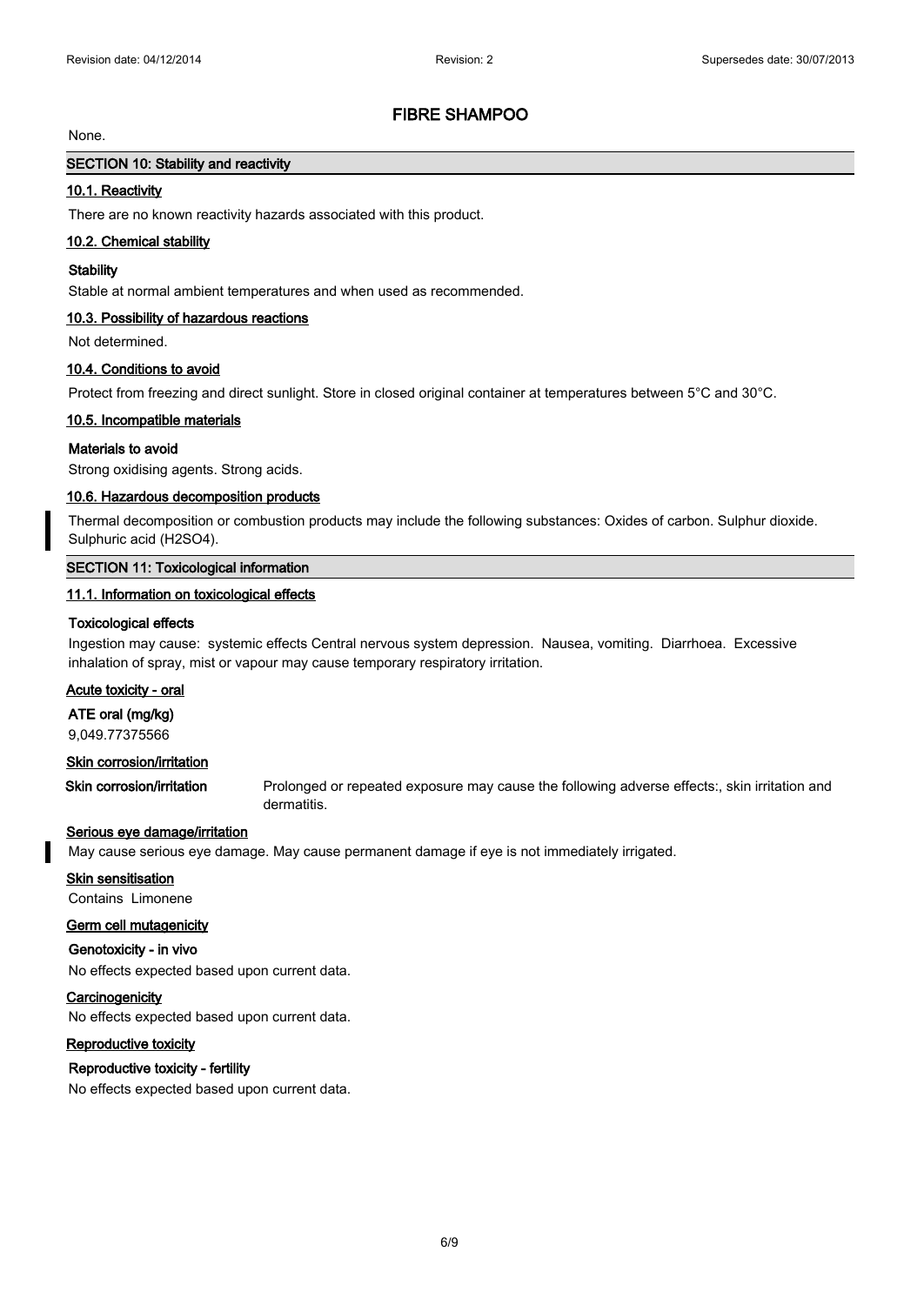# FIBRE SHAMPOO

None.

## SECTION 10: Stability and reactivity

### 10.1. Reactivity

There are no known reactivity hazards associated with this product.

### 10.2. Chemical stability

**Stability**

Stable at normal ambient temperatures and when used as recommended.

### 10.3. Possibility of hazardous reactions

Not determined.

### 10.4. Conditions to avoid

Protect from freezing and direct sunlight. Store in closed original container at temperatures between 5°C and 30°C.

### 10.5. Incompatible materials

**Materials to avoid**

Strong oxidising agents. Strong acids.

### 10.6. Hazardous decomposition products

Thermal decomposition or combustion products may include the following substances: Oxides of carbon. Sulphur dioxide. Sulphuric acid ($H_2SO_4$).

## SECTION 11: Toxicological information

### 11.1. Information on toxicological effects

**Toxicological effects**

Ingestion may cause: systemic effects Central nervous system depression. Nausea, vomiting. Diarrhoea. Excessive inhalation of spray, mist or vapour may cause temporary respiratory irritation.

**Acute toxicity - oral**

**ATE oral (mg/kg)**

9,049.77375566

**Skin corrosion/irritation**

**Skin corrosion/irritation** Prolonged or repeated exposure may cause the following adverse effects:, skin irritation and dermatitis.

**Serious eye damage/irritation**

May cause serious eye damage. May cause permanent damage if eye is not immediately irrigated.

**Skin sensitisation**

Contains Limonene

**Germ cell mutagenicity**

**Genotoxicity - in vivo**

No effects expected based upon current data.

**Carcinogenicity**

No effects expected based upon current data.

**Reproductive toxicity**

**Reproductive toxicity - fertility**

No effects expected based upon current data.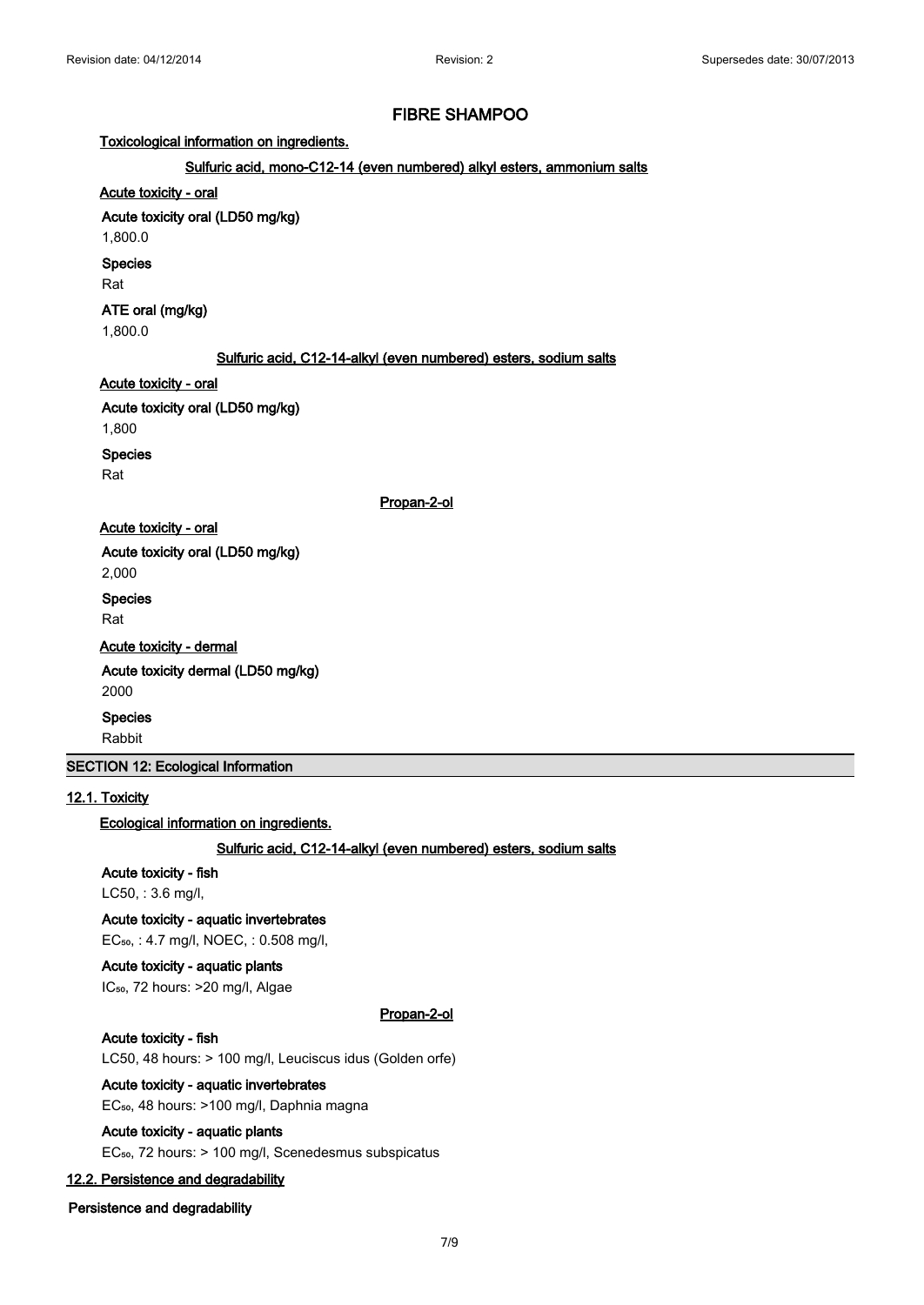# FIBRE SHAMPOO

**Toxicological information on ingredients.**

**Sulfuric acid, mono-C12-14 (even numbered) alkyl esters, ammonium salts**

**Acute toxicity - oral**

**Acute toxicity oral (LD50 mg/kg)**
1,800.0

**Species**
Rat

**ATE oral (mg/kg)**
1,800.0

**Sulfuric acid, C12-14-alkyl (even numbered) esters, sodium salts**

**Acute toxicity - oral**

**Acute toxicity oral (LD50 mg/kg)**
1,800

**Species**
Rat

**Propan-2-ol**

**Acute toxicity - oral**

**Acute toxicity oral (LD50 mg/kg)**
2,000

**Species**
Rat

**Acute toxicity - dermal**

**Acute toxicity dermal (LD50 mg/kg)**
2000

**Species**
Rabbit

## SECTION 12: Ecological Information

### 12.1. Toxicity

**Ecological information on ingredients.**

**Sulfuric acid, C12-14-alkyl (even numbered) esters, sodium salts**

**Acute toxicity - fish**
LC50, : 3.6 mg/l,

**Acute toxicity - aquatic invertebrates**
$EC_{50}$, : 4.7 mg/l, NOEC, : 0.508 mg/l,

**Acute toxicity - aquatic plants**
$IC_{50}$, 72 hours: >20 mg/l, Algae

**Propan-2-ol**

**Acute toxicity - fish**
LC50, 48 hours: > 100 mg/l, Leuciscus idus (Golden orfe)

**Acute toxicity - aquatic invertebrates**
$EC_{50}$, 48 hours: >100 mg/l, Daphnia magna

**Acute toxicity - aquatic plants**
$EC_{50}$, 72 hours: > 100 mg/l, Scenedesmus subspicatus

### 12.2. Persistence and degradability

**Persistence and degradability**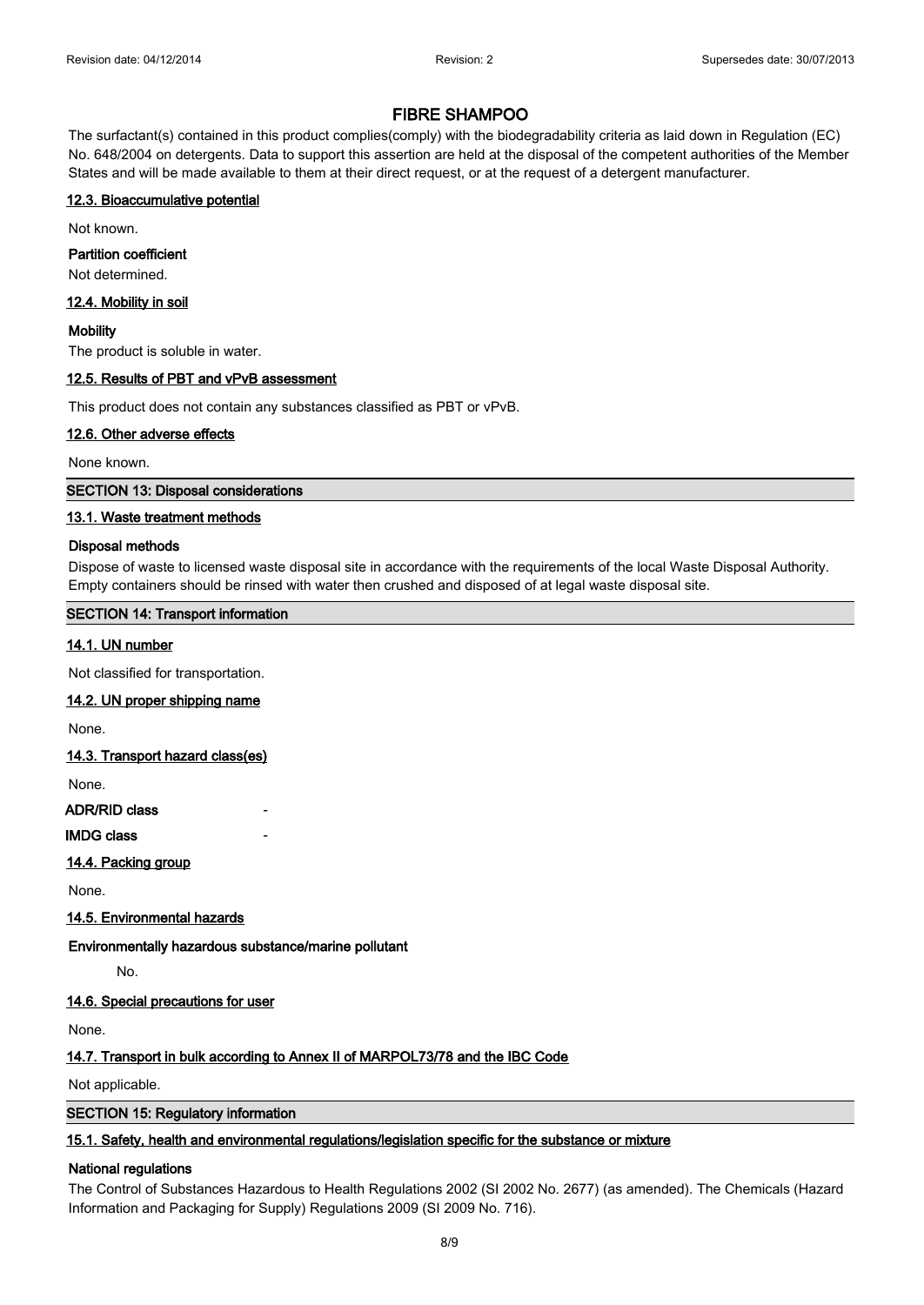# FIBRE SHAMPOO

The surfactant(s) contained in this product complies(comply) with the biodegradability criteria as laid down in Regulation (EC) No. 648/2004 on detergents. Data to support this assertion are held at the disposal of the competent authorities of the Member States and will be made available to them at their direct request, or at the request of a detergent manufacturer.

### 12.3. Bioaccumulative potential

Not known.

**Partition coefficient**

Not determined.

### 12.4. Mobility in soil

**Mobility**

The product is soluble in water.

### 12.5. Results of PBT and vPvB assessment

This product does not contain any substances classified as PBT or vPvB.

### 12.6. Other adverse effects

None known.

## SECTION 13: Disposal considerations

### 13.1. Waste treatment methods

**Disposal methods**

Dispose of waste to licensed waste disposal site in accordance with the requirements of the local Waste Disposal Authority. Empty containers should be rinsed with water then crushed and disposed of at legal waste disposal site.

## SECTION 14: Transport information

### 14.1. UN number

Not classified for transportation.

### 14.2. UN proper shipping name

None.

### 14.3. Transport hazard class(es)

None.

**ADR/RID class** -

**IMDG class** -

### 14.4. Packing group

None.

### 14.5. Environmental hazards

**Environmentally hazardous substance/marine pollutant**

No.

### 14.6. Special precautions for user

None.

### 14.7. Transport in bulk according to Annex II of MARPOL73/78 and the IBC Code

Not applicable.

## SECTION 15: Regulatory information

### 15.1. Safety, health and environmental regulations/legislation specific for the substance or mixture

**National regulations**

The Control of Substances Hazardous to Health Regulations 2002 (SI 2002 No. 2677) (as amended). The Chemicals (Hazard Information and Packaging for Supply) Regulations 2009 (SI 2009 No. 716).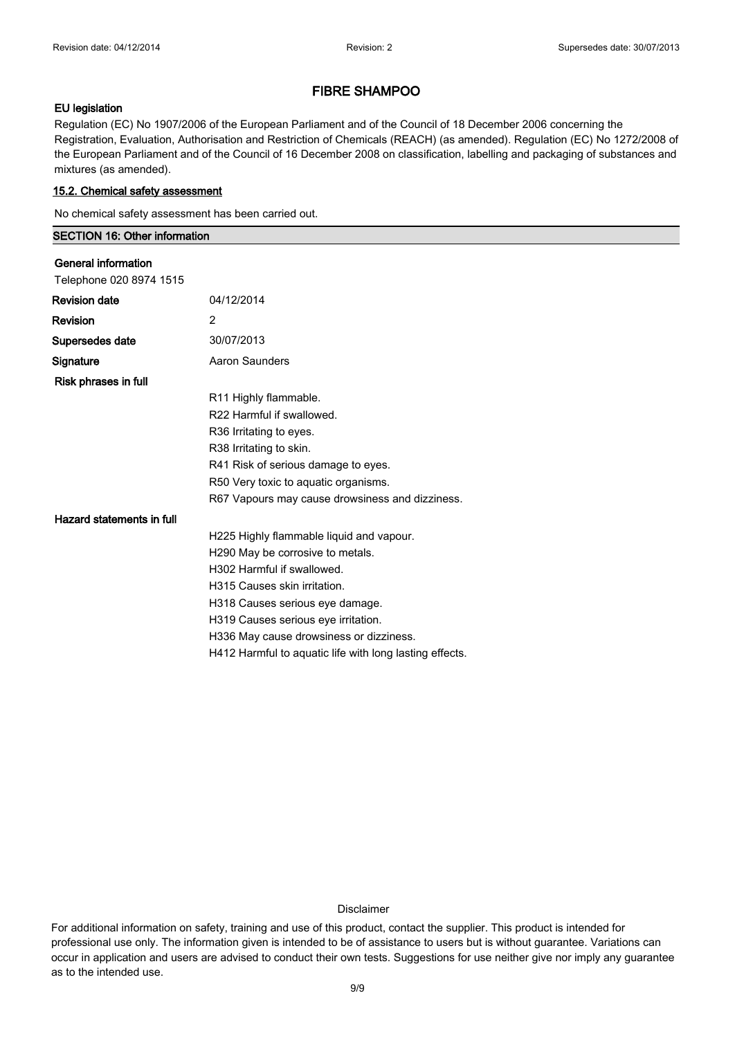# FIBRE SHAMPOO

**EU legislation**

Regulation (EC) No 1907/2006 of the European Parliament and of the Council of 18 December 2006 concerning the Registration, Evaluation, Authorisation and Restriction of Chemicals (REACH) (as amended). Regulation (EC) No 1272/2008 of the European Parliament and of the Council of 16 December 2008 on classification, labelling and packaging of substances and mixtures (as amended).

### 15.2. Chemical safety assessment

No chemical safety assessment has been carried out.

## SECTION 16: Other information

**General information**

Telephone 020 8974 1515

| | |
|---|---|
| **Revision date** | 04/12/2014 |
| **Revision** | 2 |
| **Supersedes date** | 30/07/2013 |
| **Signature** | Aaron Saunders |

**Risk phrases in full**

R11 Highly flammable.
R22 Harmful if swallowed.
R36 Irritating to eyes.
R38 Irritating to skin.
R41 Risk of serious damage to eyes.
R50 Very toxic to aquatic organisms.
R67 Vapours may cause drowsiness and dizziness.

**Hazard statements in full**

H225 Highly flammable liquid and vapour.
H290 May be corrosive to metals.
H302 Harmful if swallowed.
H315 Causes skin irritation.
H318 Causes serious eye damage.
H319 Causes serious eye irritation.
H336 May cause drowsiness or dizziness.
H412 Harmful to aquatic life with long lasting effects.

Disclaimer

For additional information on safety, training and use of this product, contact the supplier. This product is intended for professional use only. The information given is intended to be of assistance to users but is without guarantee. Variations can occur in application and users are advised to conduct their own tests. Suggestions for use neither give nor imply any guarantee as to the intended use.